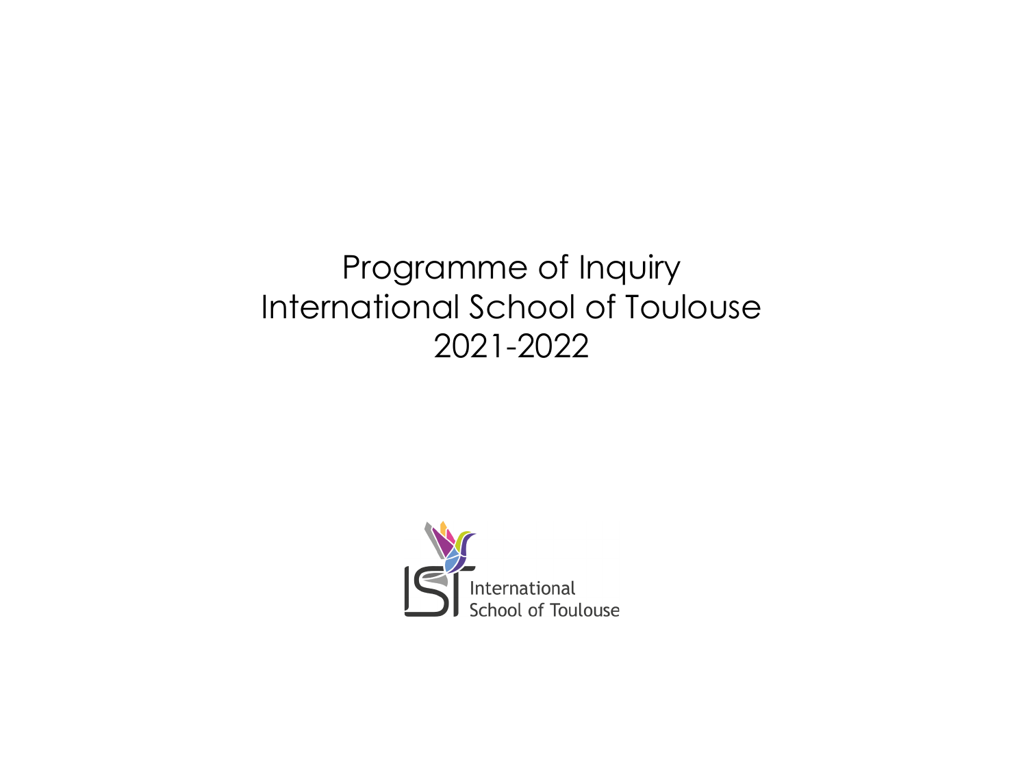# Programme of Inquiry
# International School of Toulouse
# 2021-2022

International
School of Toulouse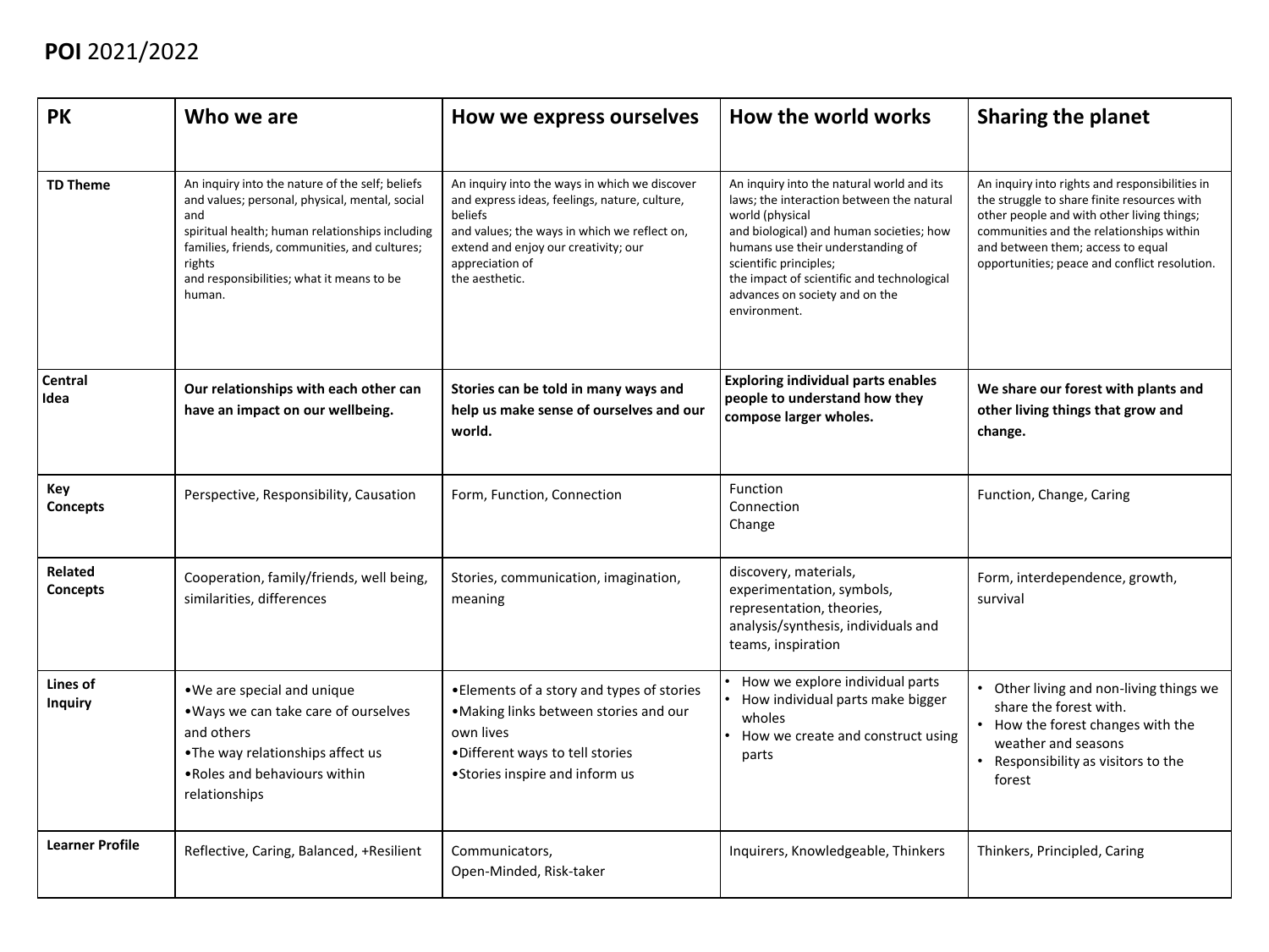**POI** 2021/2022

| PK | Who we are | How we express ourselves | How the world works | Sharing the planet |
|---|---|---|---|---|
| **TD Theme** | An inquiry into the nature of the self; beliefs and values; personal, physical, mental, social and spiritual health; human relationships including families, friends, communities, and cultures; rights and responsibilities; what it means to be human. | An inquiry into the ways in which we discover and express ideas, feelings, nature, culture, beliefs and values; the ways in which we reflect on, extend and enjoy our creativity; our appreciation of the aesthetic. | An inquiry into the natural world and its laws; the interaction between the natural world (physical and biological) and human societies; how humans use their understanding of scientific principles; the impact of scientific and technological advances on society and on the environment. | An inquiry into rights and responsibilities in the struggle to share finite resources with other people and with other living things; communities and the relationships within and between them; access to equal opportunities; peace and conflict resolution. |
| **Central Idea** | **Our relationships with each other can have an impact on our wellbeing.** | **Stories can be told in many ways and help us make sense of ourselves and our world.** | **Exploring individual parts enables people to understand how they compose larger wholes.** | **We share our forest with plants and other living things that grow and change.** |
| **Key Concepts** | Perspective, Responsibility, Causation | Form, Function, Connection | Function<br>Connection<br>Change | Function, Change, Caring |
| **Related Concepts** | Cooperation, family/friends, well being, similarities, differences | Stories, communication, imagination, meaning | discovery, materials, experimentation, symbols, representation, theories, analysis/synthesis, individuals and teams, inspiration | Form, interdependence, growth, survival |
| **Lines of Inquiry** | •We are special and unique<br>•Ways we can take care of ourselves and others<br>•The way relationships affect us<br>•Roles and behaviours within relationships | •Elements of a story and types of stories<br>•Making links between stories and our own lives<br>•Different ways to tell stories<br>•Stories inspire and inform us | • How we explore individual parts<br>• How individual parts make bigger wholes<br>• How we create and construct using parts | • Other living and non-living things we share the forest with.<br>• How the forest changes with the weather and seasons<br>• Responsibility as visitors to the forest |
| **Learner Profile** | Reflective, Caring, Balanced, +Resilient | Communicators,<br>Open-Minded, Risk-taker | Inquirers, Knowledgeable, Thinkers | Thinkers, Principled, Caring |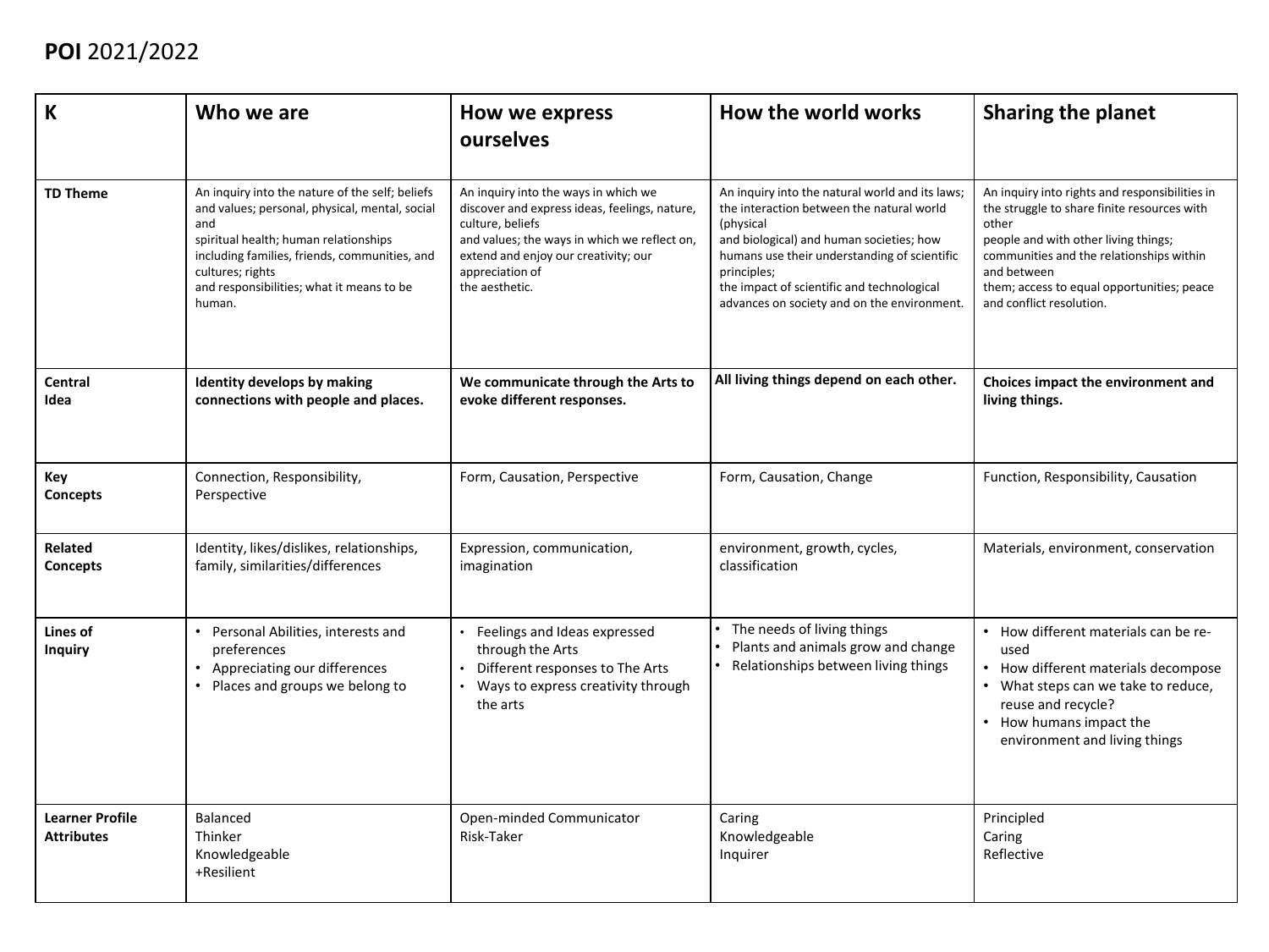**POI** 2021/2022

| K | Who we are | How we express ourselves | How the world works | Sharing the planet |
|---|---|---|---|---|
| **TD Theme** | An inquiry into the nature of the self; beliefs and values; personal, physical, mental, social and spiritual health; human relationships including families, friends, communities, and cultures; rights and responsibilities; what it means to be human. | An inquiry into the ways in which we discover and express ideas, feelings, nature, culture, beliefs and values; the ways in which we reflect on, extend and enjoy our creativity; our appreciation of the aesthetic. | An inquiry into the natural world and its laws; the interaction between the natural world (physical and biological) and human societies; how humans use their understanding of scientific principles; the impact of scientific and technological advances on society and on the environment. | An inquiry into rights and responsibilities in the struggle to share finite resources with other people and with other living things; communities and the relationships within and between them; access to equal opportunities; peace and conflict resolution. |
| **Central Idea** | **Identity develops by making connections with people and places.** | **We communicate through the Arts to evoke different responses.** | **All living things depend on each other.** | **Choices impact the environment and living things.** |
| **Key Concepts** | Connection, Responsibility, Perspective | Form, Causation, Perspective | Form, Causation, Change | Function, Responsibility, Causation |
| **Related Concepts** | Identity, likes/dislikes, relationships, family, similarities/differences | Expression, communication, imagination | environment, growth, cycles, classification | Materials, environment, conservation |
| **Lines of Inquiry** | • Personal Abilities, interests and preferences<br>• Appreciating our differences<br>• Places and groups we belong to | • Feelings and Ideas expressed through the Arts<br>• Different responses to The Arts<br>• Ways to express creativity through the arts | • The needs of living things<br>• Plants and animals grow and change<br>• Relationships between living things | • How different materials can be re-used<br>• How different materials decompose<br>• What steps can we take to reduce, reuse and recycle?<br>• How humans impact the environment and living things |
| **Learner Profile Attributes** | Balanced<br>Thinker<br>Knowledgeable<br>+Resilient | Open-minded Communicator<br>Risk-Taker | Caring<br>Knowledgeable<br>Inquirer | Principled<br>Caring<br>Reflective |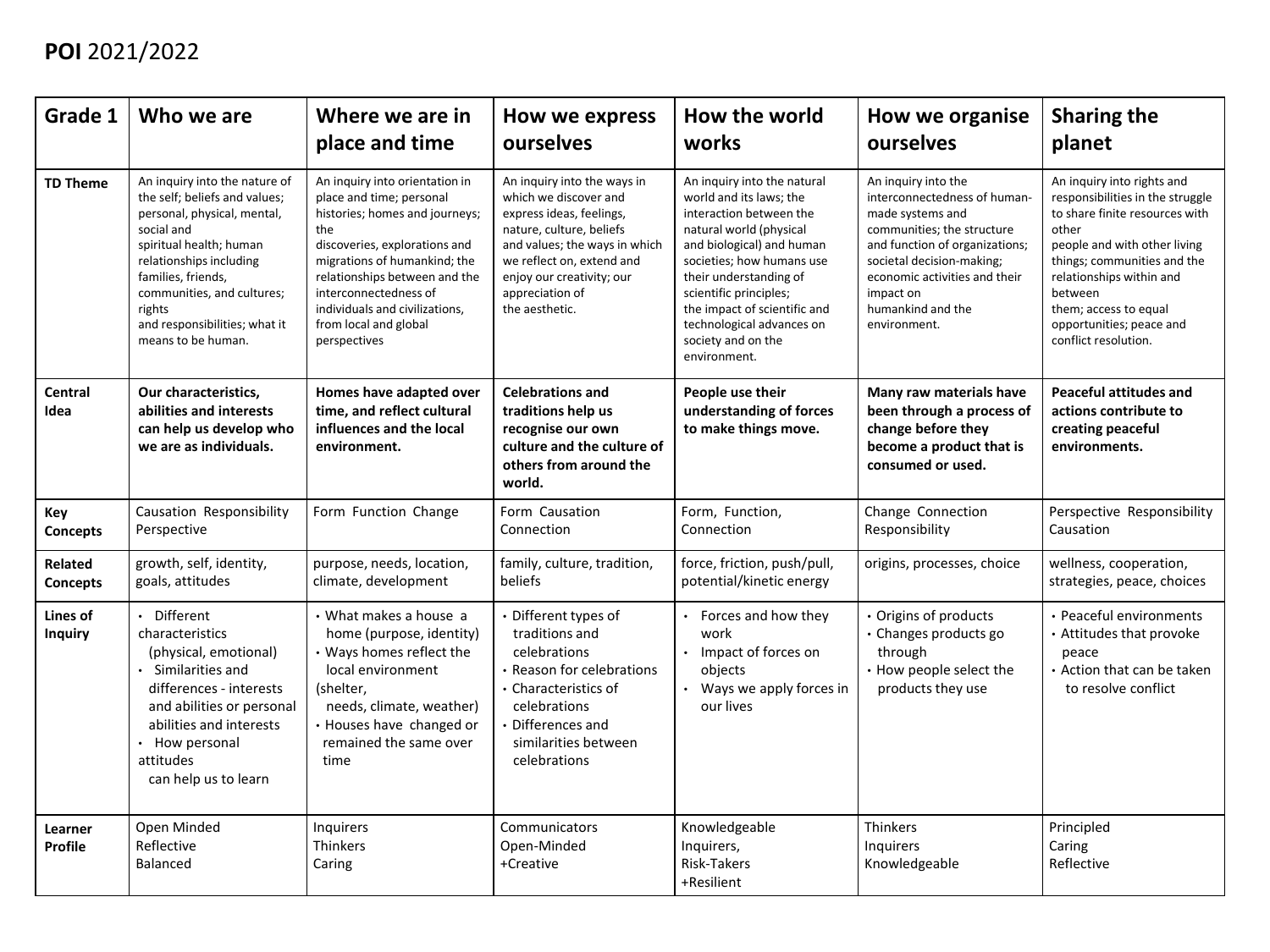**POI** 2021/2022

| Grade 1 | Who we are | Where we are in place and time | How we express ourselves | How the world works | How we organise ourselves | Sharing the planet |
|---|---|---|---|---|---|---|
| **TD Theme** | An inquiry into the nature of the self; beliefs and values; personal, physical, mental, social and spiritual health; human relationships including families, friends, communities, and cultures; rights and responsibilities; what it means to be human. | An inquiry into orientation in place and time; personal histories; homes and journeys; the discoveries, explorations and migrations of humankind; the relationships between and the interconnectedness of individuals and civilizations, from local and global perspectives | An inquiry into the ways in which we discover and express ideas, feelings, nature, culture, beliefs and values; the ways in which we reflect on, extend and enjoy our creativity; our appreciation of the aesthetic. | An inquiry into the natural world and its laws; the interaction between the natural world (physical and biological) and human societies; how humans use their understanding of scientific principles; the impact of scientific and technological advances on society and on the environment. | An inquiry into the interconnectedness of human-made systems and communities; the structure and function of organizations; societal decision-making; economic activities and their impact on humankind and the environment. | An inquiry into rights and responsibilities in the struggle to share finite resources with other people and with other living things; communities and the relationships within and between them; access to equal opportunities; peace and conflict resolution. |
| **Central Idea** | **Our characteristics, abilities and interests can help us develop who we are as individuals.** | **Homes have adapted over time, and reflect cultural influences and the local environment.** | **Celebrations and traditions help us recognise our own culture and the culture of others from around the world.** | **People use their understanding of forces to make things move.** | **Many raw materials have been through a process of change before they become a product that is consumed or used.** | **Peaceful attitudes and actions contribute to creating peaceful environments.** |
| **Key Concepts** | Causation Responsibility Perspective | Form Function Change | Form Causation Connection | Form, Function, Connection | Change Connection Responsibility | Perspective Responsibility Causation |
| **Related Concepts** | growth, self, identity, goals, attitudes | purpose, needs, location, climate, development | family, culture, tradition, beliefs | force, friction, push/pull, potential/kinetic energy | origins, processes, choice | wellness, cooperation, strategies, peace, choices |
| **Lines of Inquiry** | • Different characteristics (physical, emotional)<br>• Similarities and differences - interests and abilities or personal abilities and interests<br>• How personal attitudes can help us to learn | • What makes a house a home (purpose, identity)<br>• Ways homes reflect the local environment (shelter, needs, climate, weather)<br>• Houses have changed or remained the same over time | • Different types of traditions and celebrations<br>• Reason for celebrations<br>• Characteristics of celebrations<br>• Differences and similarities between celebrations | • Forces and how they work<br>• Impact of forces on objects<br>• Ways we apply forces in our lives | • Origins of products<br>• Changes products go through<br>• How people select the products they use | • Peaceful environments<br>• Attitudes that provoke peace<br>• Action that can be taken to resolve conflict |
| **Learner Profile** | Open Minded<br>Reflective<br>Balanced | Inquirers<br>Thinkers<br>Caring | Communicators<br>Open-Minded<br>+Creative | Knowledgeable<br>Inquirers,<br>Risk-Takers<br>+Resilient | Thinkers<br>Inquirers<br>Knowledgeable | Principled<br>Caring<br>Reflective |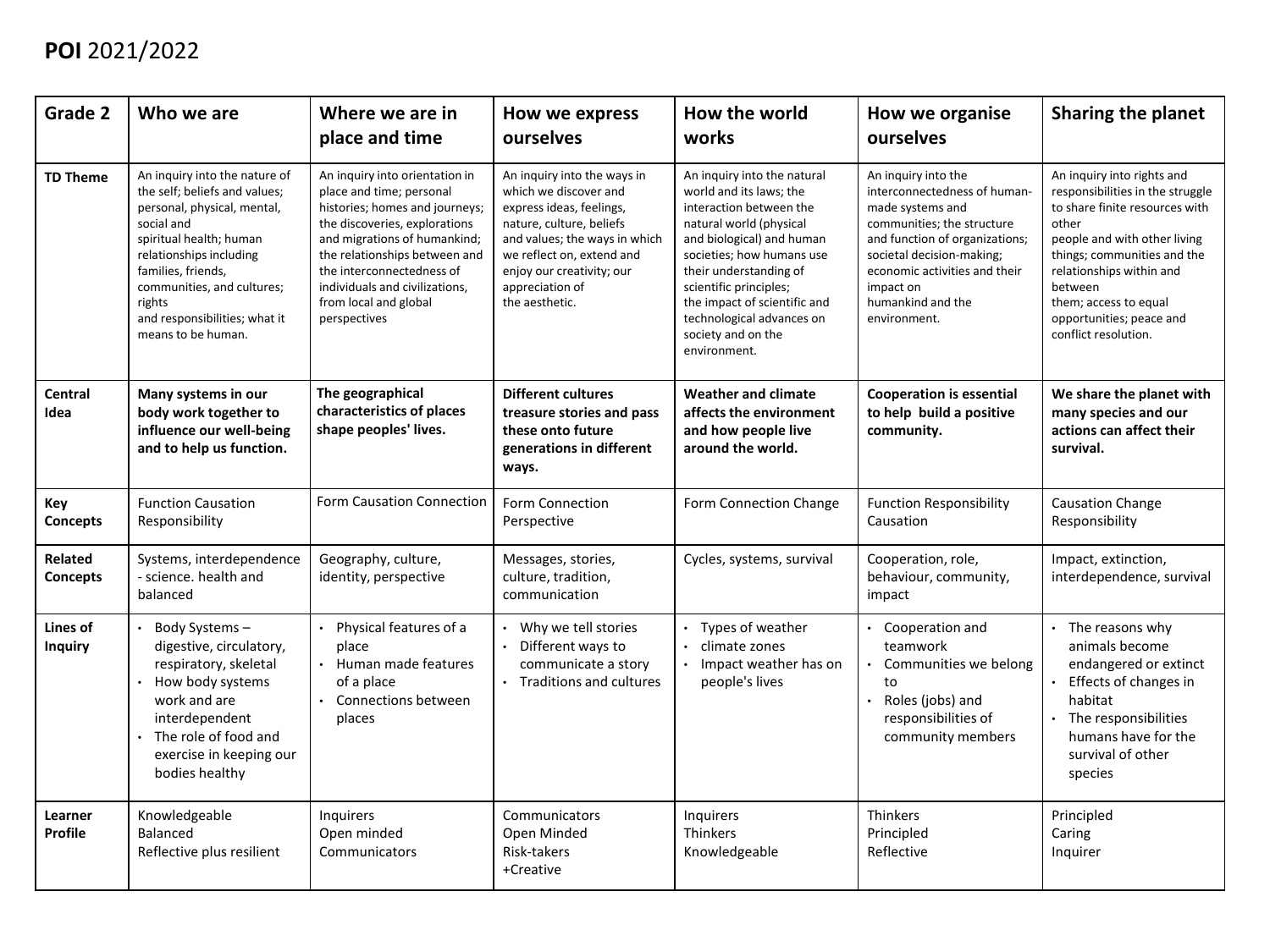# **POI** 2021/2022

| Grade 2 | Who we are | Where we are in place and time | How we express ourselves | How the world works | How we organise ourselves | Sharing the planet |
|---|---|---|---|---|---|---|
| **TD Theme** | An inquiry into the nature of the self; beliefs and values; personal, physical, mental, social and spiritual health; human relationships including families, friends, communities, and cultures; rights and responsibilities; what it means to be human. | An inquiry into orientation in place and time; personal histories; homes and journeys; the discoveries, explorations and migrations of humankind; the relationships between and the interconnectedness of individuals and civilizations, from local and global perspectives | An inquiry into the ways in which we discover and express ideas, feelings, nature, culture, beliefs and values; the ways in which we reflect on, extend and enjoy our creativity; our appreciation of the aesthetic. | An inquiry into the natural world and its laws; the interaction between the natural world (physical and biological) and human societies; how humans use their understanding of scientific principles; the impact of scientific and technological advances on society and on the environment. | An inquiry into the interconnectedness of human-made systems and communities; the structure and function of organizations; societal decision-making; economic activities and their impact on humankind and the environment. | An inquiry into rights and responsibilities in the struggle to share finite resources with other people and with other living things; communities and the relationships within and between them; access to equal opportunities; peace and conflict resolution. |
| **Central Idea** | **Many systems in our body work together to influence our well-being and to help us function.** | **The geographical characteristics of places shape peoples' lives.** | **Different cultures treasure stories and pass these onto future generations in different ways.** | **Weather and climate affects the environment and how people live around the world.** | **Cooperation is essential to help build a positive community.** | **We share the planet with many species and our actions can affect their survival.** |
| **Key Concepts** | Function Causation Responsibility | Form Causation Connection | Form Connection Perspective | Form Connection Change | Function Responsibility Causation | Causation Change Responsibility |
| **Related Concepts** | Systems, interdependence - science. health and balanced | Geography, culture, identity, perspective | Messages, stories, culture, tradition, communication | Cycles, systems, survival | Cooperation, role, behaviour, community, impact | Impact, extinction, interdependence, survival |
| **Lines of Inquiry** | • Body Systems – digestive, circulatory, respiratory, skeletal<br>• How body systems work and are interdependent<br>• The role of food and exercise in keeping our bodies healthy | • Physical features of a place<br>• Human made features of a place<br>• Connections between places | • Why we tell stories<br>• Different ways to communicate a story<br>• Traditions and cultures | • Types of weather<br>• climate zones<br>• Impact weather has on people's lives | • Cooperation and teamwork<br>• Communities we belong to<br>• Roles (jobs) and responsibilities of community members | • The reasons why animals become endangered or extinct<br>• Effects of changes in habitat<br>• The responsibilities humans have for the survival of other species |
| **Learner Profile** | Knowledgeable<br>Balanced<br>Reflective plus resilient | Inquirers<br>Open minded<br>Communicators | Communicators<br>Open Minded<br>Risk-takers<br>+Creative | Inquirers<br>Thinkers<br>Knowledgeable | Thinkers<br>Principled<br>Reflective | Principled<br>Caring<br>Inquirer |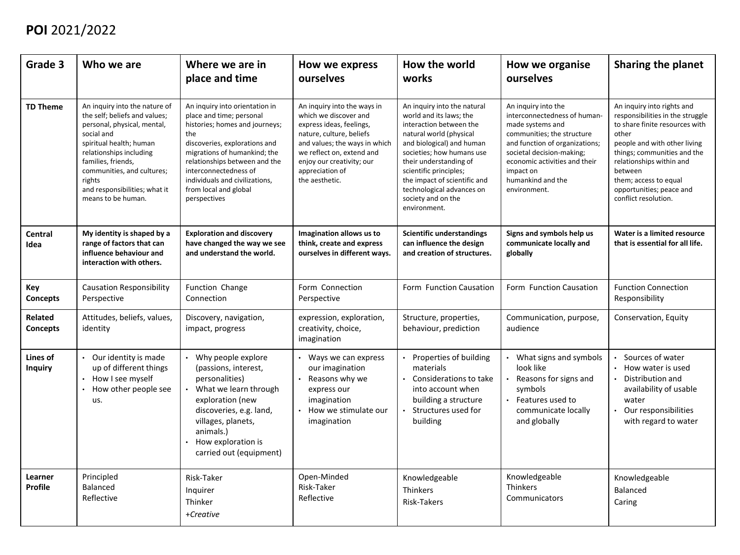**POI** 2021/2022

| Grade 3 | Who we are | Where we are in place and time | How we express ourselves | How the world works | How we organise ourselves | Sharing the planet |
|---|---|---|---|---|---|---|
| **TD Theme** | An inquiry into the nature of the self; beliefs and values; personal, physical, mental, social and spiritual health; human relationships including families, friends, communities, and cultures; rights and responsibilities; what it means to be human. | An inquiry into orientation in place and time; personal histories; homes and journeys; the discoveries, explorations and migrations of humankind; the relationships between and the interconnectedness of individuals and civilizations, from local and global perspectives | An inquiry into the ways in which we discover and express ideas, feelings, nature, culture, beliefs and values; the ways in which we reflect on, extend and enjoy our creativity; our appreciation of the aesthetic. | An inquiry into the natural world and its laws; the interaction between the natural world (physical and biological) and human societies; how humans use their understanding of scientific principles; the impact of scientific and technological advances on society and on the environment. | An inquiry into the interconnectedness of human-made systems and communities; the structure and function of organizations; societal decision-making; economic activities and their impact on humankind and the environment. | An inquiry into rights and responsibilities in the struggle to share finite resources with other people and with other living things; communities and the relationships within and between them; access to equal opportunities; peace and conflict resolution. |
| **Central Idea** | **My identity is shaped by a range of factors that can influence behaviour and interaction with others.** | **Exploration and discovery have changed the way we see and understand the world.** | **Imagination allows us to think, create and express ourselves in different ways.** | **Scientific understandings can influence the design and creation of structures.** | **Signs and symbols help us communicate locally and globally** | **Water is a limited resource that is essential for all life.** |
| **Key Concepts** | Causation Responsibility Perspective | Function Change Connection | Form Connection Perspective | Form Function Causation | Form Function Causation | Function Connection Responsibility |
| **Related Concepts** | Attitudes, beliefs, values, identity | Discovery, navigation, impact, progress | expression, exploration, creativity, choice, imagination | Structure, properties, behaviour, prediction | Communication, purpose, audience | Conservation, Equity |
| **Lines of Inquiry** | • Our identity is made up of different things<br>• How I see myself<br>• How other people see us. | • Why people explore (passions, interest, personalities)<br>• What we learn through exploration (new discoveries, e.g. land, villages, planets, animals.)<br>• How exploration is carried out (equipment) | • Ways we can express our imagination<br>• Reasons why we express our imagination<br>• How we stimulate our imagination | • Properties of building materials<br>• Considerations to take into account when building a structure<br>• Structures used for building | • What signs and symbols look like<br>• Reasons for signs and symbols<br>• Features used to communicate locally and globally | • Sources of water<br>• How water is used<br>• Distribution and availability of usable water<br>• Our responsibilities with regard to water |
| **Learner Profile** | Principled<br>Balanced<br>Reflective | Risk-Taker<br>Inquirer<br>Thinker<br>*+Creative* | Open-Minded<br>Risk-Taker<br>Reflective | Knowledgeable<br>Thinkers<br>Risk-Takers | Knowledgeable<br>Thinkers<br>Communicators | Knowledgeable<br>Balanced<br>Caring |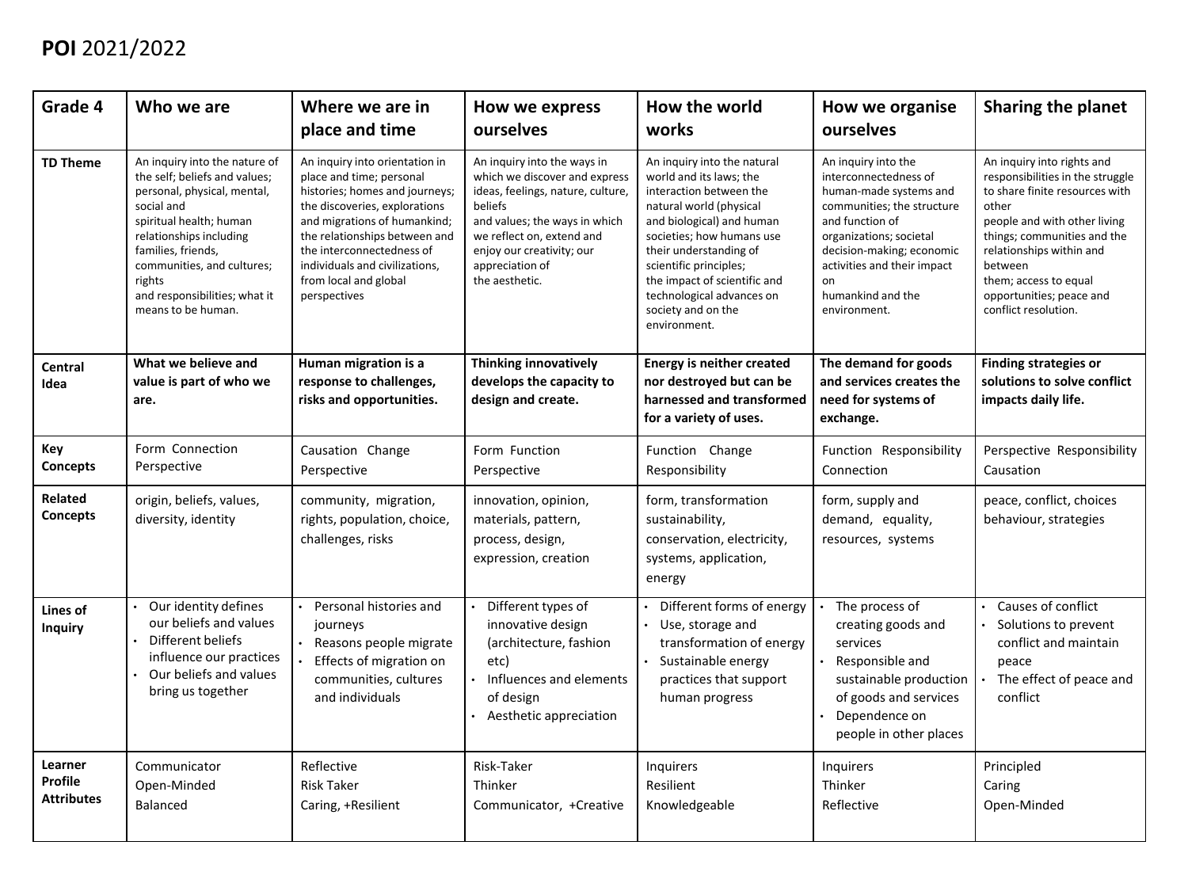**POI** 2021/2022

| Grade 4 | Who we are | Where we are in place and time | How we express ourselves | How the world works | How we organise ourselves | Sharing the planet |
|---|---|---|---|---|---|---|
| **TD Theme** | An inquiry into the nature of the self; beliefs and values; personal, physical, mental, social and spiritual health; human relationships including families, friends, communities, and cultures; rights and responsibilities; what it means to be human. | An inquiry into orientation in place and time; personal histories; homes and journeys; the discoveries, explorations and migrations of humankind; the relationships between and the interconnectedness of individuals and civilizations, from local and global perspectives | An inquiry into the ways in which we discover and express ideas, feelings, nature, culture, beliefs and values; the ways in which we reflect on, extend and enjoy our creativity; our appreciation of the aesthetic. | An inquiry into the natural world and its laws; the interaction between the natural world (physical and biological) and human societies; how humans use their understanding of scientific principles; the impact of scientific and technological advances on society and on the environment. | An inquiry into the interconnectedness of human-made systems and communities; the structure and function of organizations; societal decision-making; economic activities and their impact on humankind and the environment. | An inquiry into rights and responsibilities in the struggle to share finite resources with other people and with other living things; communities and the relationships within and between them; access to equal opportunities; peace and conflict resolution. |
| **Central Idea** | **What we believe and value is part of who we are.** | **Human migration is a response to challenges, risks and opportunities.** | **Thinking innovatively develops the capacity to design and create.** | **Energy is neither created nor destroyed but can be harnessed and transformed for a variety of uses.** | **The demand for goods and services creates the need for systems of exchange.** | **Finding strategies or solutions to solve conflict impacts daily life.** |
| **Key Concepts** | Form Connection Perspective | Causation Change Perspective | Form Function Perspective | Function Change Responsibility | Function Responsibility Connection | Perspective Responsibility Causation |
| **Related Concepts** | origin, beliefs, values, diversity, identity | community, migration, rights, population, choice, challenges, risks | innovation, opinion, materials, pattern, process, design, expression, creation | form, transformation sustainability, conservation, electricity, systems, application, energy | form, supply and demand, equality, resources, systems | peace, conflict, choices behaviour, strategies |
| **Lines of Inquiry** | • Our identity defines our beliefs and values<br>• Different beliefs influence our practices<br>• Our beliefs and values bring us together | • Personal histories and journeys<br>• Reasons people migrate<br>• Effects of migration on communities, cultures and individuals | • Different types of innovative design (architecture, fashion etc)<br>• Influences and elements of design<br>• Aesthetic appreciation | • Different forms of energy<br>• Use, storage and transformation of energy<br>• Sustainable energy practices that support human progress | • The process of creating goods and services<br>• Responsible and sustainable production of goods and services<br>• Dependence on people in other places | • Causes of conflict<br>• Solutions to prevent conflict and maintain peace<br>• The effect of peace and conflict |
| **Learner Profile Attributes** | Communicator<br>Open-Minded<br>Balanced | Reflective<br>Risk Taker<br>Caring, +Resilient | Risk-Taker<br>Thinker<br>Communicator, +Creative | Inquirers<br>Resilient<br>Knowledgeable | Inquirers<br>Thinker<br>Reflective | Principled<br>Caring<br>Open-Minded |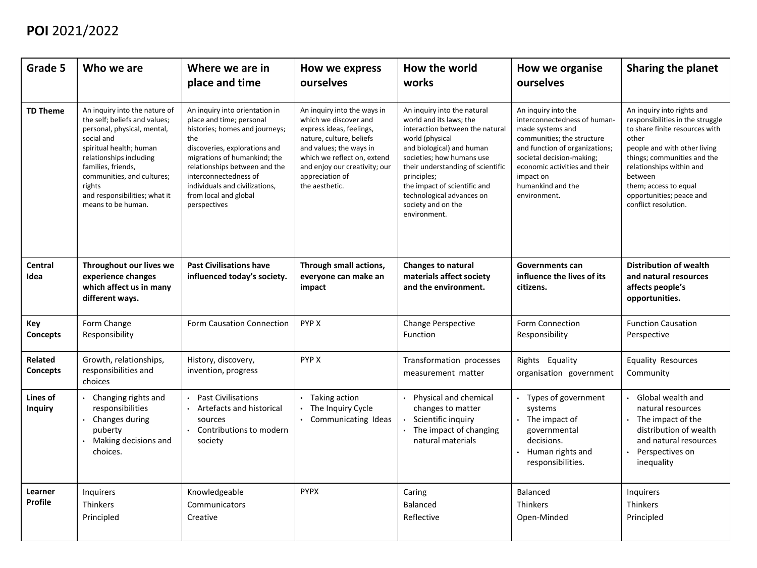**POI** 2021/2022

| Grade 5 | Who we are | Where we are in place and time | How we express ourselves | How the world works | How we organise ourselves | Sharing the planet |
|---|---|---|---|---|---|---|
| **TD Theme** | An inquiry into the nature of the self; beliefs and values; personal, physical, mental, social and spiritual health; human relationships including families, friends, communities, and cultures; rights and responsibilities; what it means to be human. | An inquiry into orientation in place and time; personal histories; homes and journeys; the discoveries, explorations and migrations of humankind; the relationships between and the interconnectedness of individuals and civilizations, from local and global perspectives | An inquiry into the ways in which we discover and express ideas, feelings, nature, culture, beliefs and values; the ways in which we reflect on, extend and enjoy our creativity; our appreciation of the aesthetic. | An inquiry into the natural world and its laws; the interaction between the natural world (physical and biological) and human societies; how humans use their understanding of scientific principles; the impact of scientific and technological advances on society and on the environment. | An inquiry into the interconnectedness of human-made systems and communities; the structure and function of organizations; societal decision-making; economic activities and their impact on humankind and the environment. | An inquiry into rights and responsibilities in the struggle to share finite resources with other people and with other living things; communities and the relationships within and between them; access to equal opportunities; peace and conflict resolution. |
| **Central Idea** | **Throughout our lives we experience changes which affect us in many different ways.** | **Past Civilisations have influenced today's society.** | **Through small actions, everyone can make an impact** | **Changes to natural materials affect society and the environment.** | **Governments can influence the lives of its citizens.** | **Distribution of wealth and natural resources affects people's opportunities.** |
| **Key Concepts** | Form Change Responsibility | Form Causation Connection | PYP X | Change Perspective Function | Form Connection Responsibility | Function Causation Perspective |
| **Related Concepts** | Growth, relationships, responsibilities and choices | History, discovery, invention, progress | PYP X | Transformation processes measurement matter | Rights Equality organisation government | Equality Resources Community |
| **Lines of Inquiry** | • Changing rights and responsibilities<br>• Changes during puberty<br>• Making decisions and choices. | • Past Civilisations<br>• Artefacts and historical sources<br>• Contributions to modern society | • Taking action<br>• The Inquiry Cycle<br>• Communicating Ideas | • Physical and chemical changes to matter<br>• Scientific inquiry<br>• The impact of changing natural materials | • Types of government systems<br>• The impact of governmental decisions.<br>• Human rights and responsibilities. | • Global wealth and natural resources<br>• The impact of the distribution of wealth and natural resources<br>• Perspectives on inequality |
| **Learner Profile** | Inquirers<br>Thinkers<br>Principled | Knowledgeable<br>Communicators<br>Creative | PYPX | Caring<br>Balanced<br>Reflective | Balanced<br>Thinkers<br>Open-Minded | Inquirers<br>Thinkers<br>Principled |